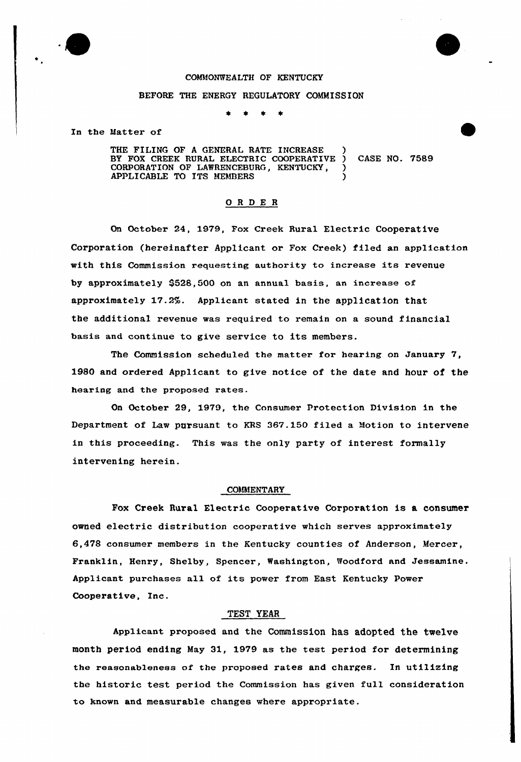COMMONWEALTH OF KENTUCKY

BEFORE THE ENERGY REGULATORY COMMISSION

\* \* \* \*

In the Matter of

THE FILING OF A GENERAL RATE INCREASE )
BY FOX CREEK RURAL ELECTRIC COOPERATIVE ) CASE NO. 7589
CORPORATION OF LAWRENCEBURG, KENTUCKY, )
APPLICABLE TO ITS MEMBERS )

## ORDER

On October 24, 1979, Fox Creek Rural Electric Cooperative Corporation (hereinafter Applicant or Fox Creek) filed an application with this Commission requesting authority to increase its revenue by approximately $528,500 on an annual basis, an increase of approximately 17.2%. Applicant stated in the application that the additional revenue was required to remain on a sound financial basis and continue to give service to its members.

The Commission scheduled the matter for hearing on January 7, 1980 and ordered Applicant to give notice of the date and hour of the hearing and the proposed rates.

On October 29, 1979, the Consumer Protection Division in the Department of Law pursuant to KRS 367.150 filed a Motion to intervene in this proceeding. This was the only party of interest formally intervening herein.

### COMMENTARY

Fox Creek Rural Electric Cooperative Corporation is a consumer owned electric distribution cooperative which serves approximately 6,478 consumer members in the Kentucky counties of Anderson, Mercer, Franklin, Henry, Shelby, Spencer, Washington, Woodford and Jessamine. Applicant purchases all of its power from East Kentucky Power Cooperative, Inc.

### TEST YEAR

Applicant proposed and the Commission has adopted the twelve month period ending May 31, 1979 as the test period for determining the reasonableness of the proposed rates and charges. In utilizing the historic test period the Commission has given full consideration to known and measurable changes where appropriate.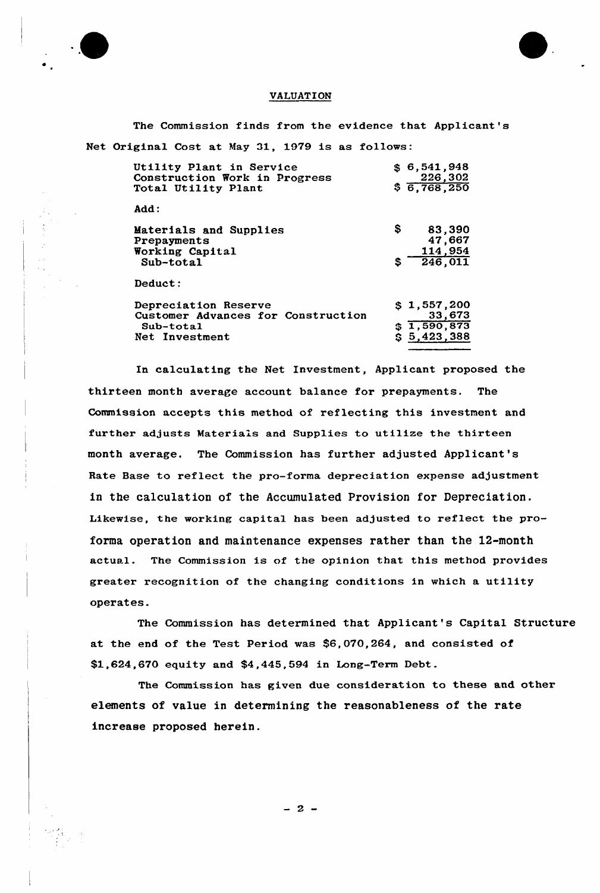## VALUATION

The Commission finds from the evidence that Applicant's Net Original Cost at May 31, 1979 is as follows:

| | |
|---|---|
| Utility Plant in Service | $ 6,541,948 |
| Construction Work in Progress | 226,302 |
| Total Utility Plant | $ 6,768,250 |
| **Add:** | |
| Materials and Supplies | $ 83,390 |
| Prepayments | 47,667 |
| Working Capital | 114,954 |
| Sub-total | $ 246,011 |
| **Deduct:** | |
| Depreciation Reserve | $ 1,557,200 |
| Customer Advances for Construction | 33,673 |
| Sub-total | $ 1,590,873 |
| Net Investment | $ 5,423,388 |

In calculating the Net Investment, Applicant proposed the thirteen month average account balance for prepayments. The Commission accepts this method of reflecting this investment and further adjusts Materials and Supplies to utilize the thirteen month average. The Commission has further adjusted Applicant's Rate Base to reflect the pro-forma depreciation expense adjustment in the calculation of the Accumulated Provision for Depreciation. Likewise, the working capital has been adjusted to reflect the pro-forma operation and maintenance expenses rather than the 12-month actual. The Commission is of the opinion that this method provides greater recognition of the changing conditions in which a utility operates.

The Commission has determined that Applicant's Capital Structure at the end of the Test Period was $6,070,264, and consisted of $1,624,670 equity and $4,445,594 in Long-Term Debt.

The Commission has given due consideration to these and other elements of value in determining the reasonableness of the rate increase proposed herein.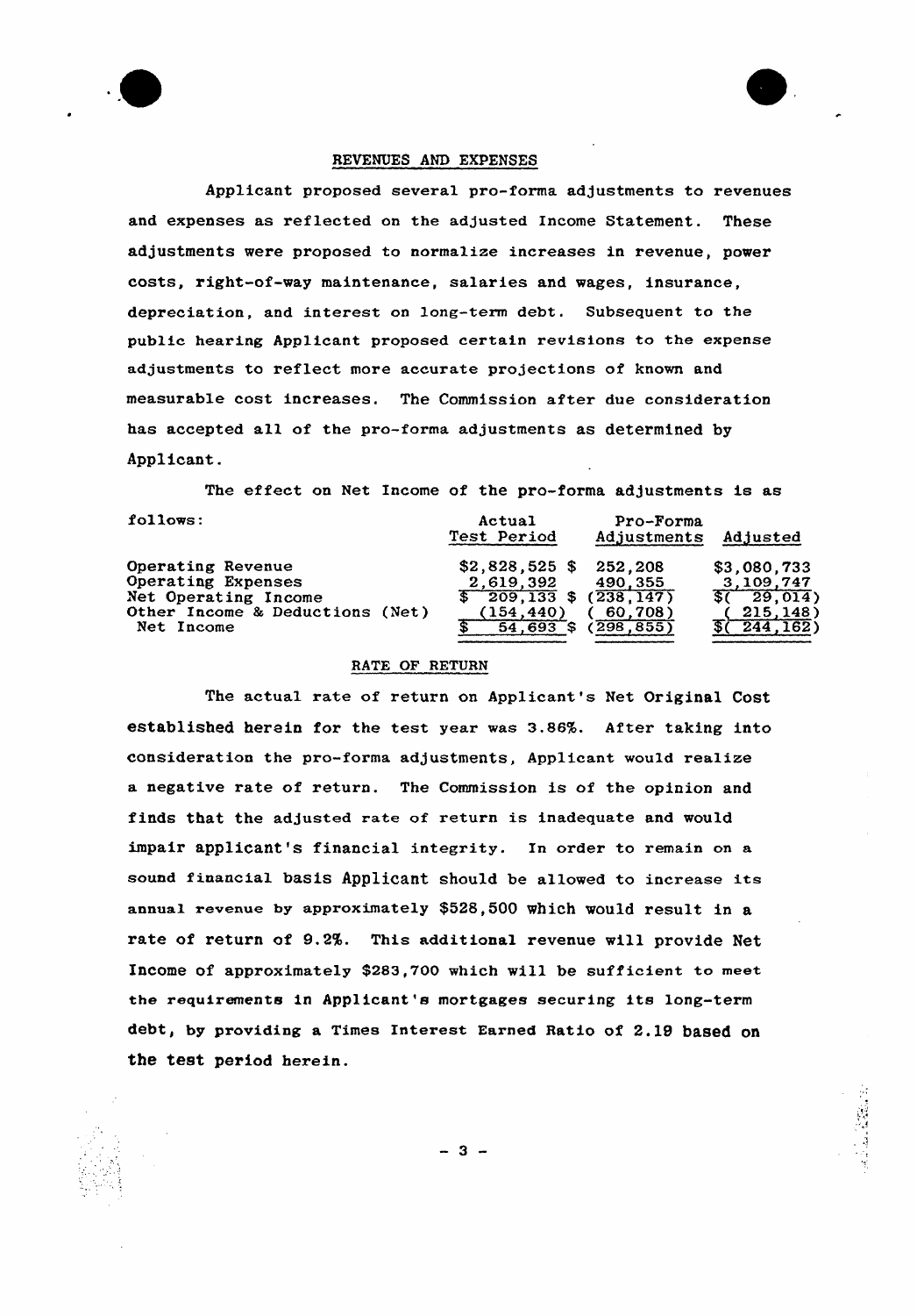## REVENUES AND EXPENSES

Applicant proposed several pro-forma adjustments to revenues and expenses as reflected on the adjusted Income Statement. These adjustments were proposed to normalize increases in revenue, power costs, right-of-way maintenance, salaries and wages, insurance, depreciation, and interest on long-term debt. Subsequent to the public hearing Applicant proposed certain revisions to the expense adjustments to reflect more accurate projections of known and measurable cost increases. The Commission after due consideration has accepted all of the pro-forma adjustments as determined by Applicant.

The effect on Net Income of the pro-forma adjustments is as follows:

| | Actual Test Period | Pro-Forma Adjustments | Adjusted |
|---|---|---|---|
| Operating Revenue | $2,828,525 | $ 252,208 | $3,080,733 |
| Operating Expenses | 2,619,392 | 490,355 | 3,109,747 |
| Net Operating Income | $ 209,133 | $ (238,147) | $( 29,014) |
| Other Income & Deductions (Net) | (154,440) | ( 60,708) | ( 215,148) |
| Net Income | $ 54,693 | $ (298,855) | $( 244,162) |

## RATE OF RETURN

The actual rate of return on Applicant's Net Original Cost established herein for the test year was 3.86%. After taking into consideration the pro-forma adjustments, Applicant would realize a negative rate of return. The Commission is of the opinion and finds that the adjusted rate of return is inadequate and would impair applicant's financial integrity. In order to remain on a sound financial basis Applicant should be allowed to increase its annual revenue by approximately $528,500 which would result in a rate of return of 9.2%. This additional revenue will provide Net Income of approximately $283,700 which will be sufficient to meet the requirements in Applicant's mortgages securing its long-term debt, by providing a Times Interest Earned Ratio of 2.19 based on the test period herein.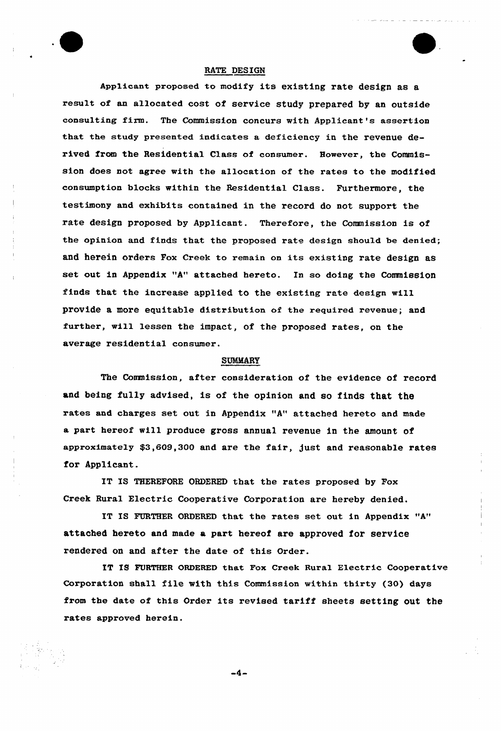## RATE DESIGN

Applicant proposed to modify its existing rate design as a result of an allocated cost of service study prepared by an outside consulting firm. The Commission concurs with Applicant's assertion that the study presented indicates a deficiency in the revenue derived from the Residential Class of consumer. However, the Commission does not agree with the allocation of the rates to the modified consumption blocks within the Residential Class. Furthermore, the testimony and exhibits contained in the record do not support the rate design proposed by Applicant. Therefore, the Commission is of the opinion and finds that the proposed rate design should be denied; and herein orders Fox Creek to remain on its existing rate design as set out in Appendix "A" attached hereto. In so doing the Commission finds that the increase applied to the existing rate design will provide a more equitable distribution of the required revenue; and further, will lessen the impact, of the proposed rates, on the average residential consumer.

## SUMMARY

The Commission, after consideration of the evidence of record and being fully advised, is of the opinion and so finds that the rates and charges set out in Appendix "A" attached hereto and made a part hereof will produce gross annual revenue in the amount of approximately $3,609,300 and are the fair, just and reasonable rates for Applicant.

IT IS THEREFORE ORDERED that the rates proposed by Fox Creek Rural Electric Cooperative Corporation are hereby denied.

IT IS FURTHER ORDERED that the rates set out in Appendix "A" attached hereto and made a part hereof are approved for service rendered on and after the date of this Order.

IT IS FURTHER ORDERED that Fox Creek Rural Electric Cooperative Corporation shall file with this Commission within thirty (30) days from the date of this Order its revised tariff sheets setting out the rates approved herein.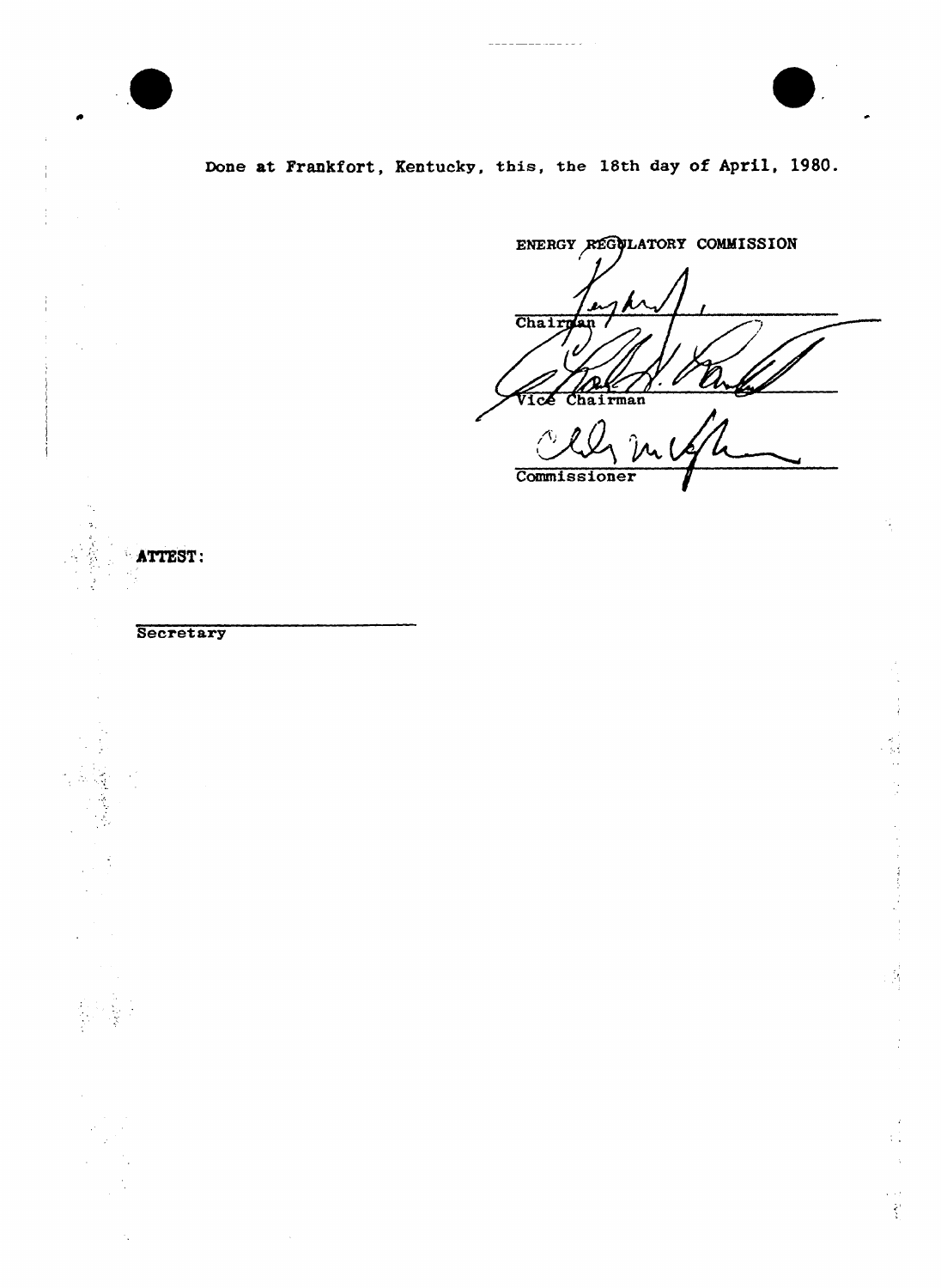Done at Frankfort, Kentucky, this, the 18th day of April, 1980.

ENERGY REGULATORY COMMISSION

Chairman

Vice Chairman

Commissioner

**ATTEST:**

Secretary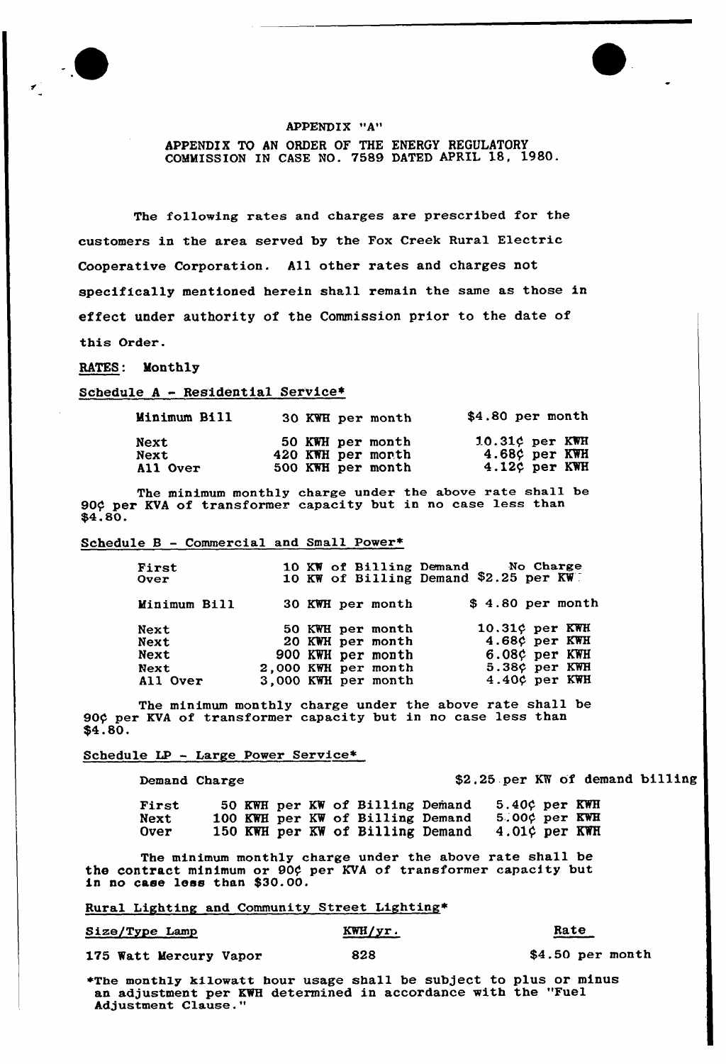APPENDIX "A"

APPENDIX TO AN ORDER OF THE ENERGY REGULATORY COMMISSION IN CASE NO. 7589 DATED APRIL 18, 1980.

The following rates and charges are prescribed for the customers in the area served by the Fox Creek Rural Electric Cooperative Corporation. All other rates and charges not specifically mentioned herein shall remain the same as those in effect under authority of the Commission prior to the date of this Order.

RATES: Monthly

Schedule A - Residential Service*

| | | |
|---|---|---|
| Minimum Bill | 30 KWH per month | \$4.80 per month |
| Next | 50 KWH per month | 10.31¢ per KWH |
| Next | 420 KWH per month | 4.68¢ per KWH |
| All Over | 500 KWH per month | 4.12¢ per KWH |

The minimum monthly charge under the above rate shall be 90¢ per KVA of transformer capacity but in no case less than \$4.80.

Schedule B - Commercial and Small Power*

| | | |
|---|---|---|
| First | 10 KW of Billing Demand | No Charge |
| Over | 10 KW of Billing Demand | \$2.25 per KW |
| Minimum Bill | 30 KWH per month | \$ 4.80 per month |
| Next | 50 KWH per month | 10.31¢ per KWH |
| Next | 20 KWH per month | 4.68¢ per KWH |
| Next | 900 KWH per month | 6.08¢ per KWH |
| Next | 2,000 KWH per month | 5.38¢ per KWH |
| All Over | 3,000 KWH per month | 4.40¢ per KWH |

The minimum monthly charge under the above rate shall be 90¢ per KVA of transformer capacity but in no case less than \$4.80.

Schedule LP - Large Power Service*

Demand Charge \$2.25 per KW of demand billing

| | | |
|---|---|---|
| First | 50 KWH per KW of Billing Demand | 5.40¢ per KWH |
| Next | 100 KWH per KW of Billing Demand | 5.00¢ per KWH |
| Over | 150 KWH per KW of Billing Demand | 4.01¢ per KWH |

The minimum monthly charge under the above rate shall be the contract minimum or 90¢ per KVA of transformer capacity but in no case less than \$30.00.

Rural Lighting and Community Street Lighting*

| Size/Type Lamp | KWH/yr. | Rate |
|---|---|---|
| 175 Watt Mercury Vapor | 828 | \$4.50 per month |

*The monthly kilowatt hour usage shall be subject to plus or minus an adjustment per KWH determined in accordance with the "Fuel Adjustment Clause."